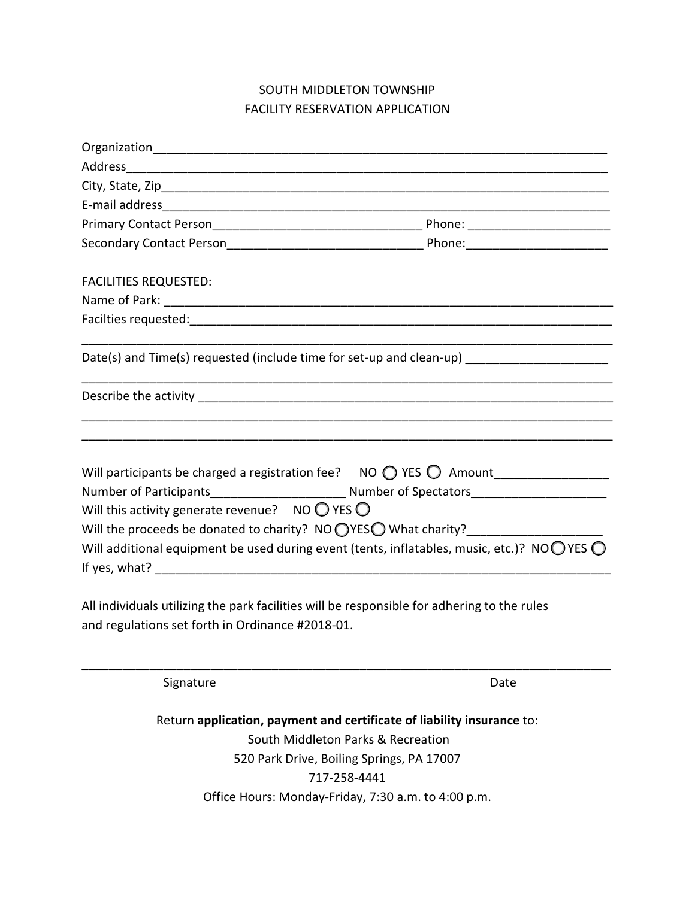# SOUTH MIDDLETON TOWNSHIP
## FACILITY RESERVATION APPLICATION

Organization_______________________________________________________________________

Address___________________________________________________________________________

City, State, Zip______________________________________________________________________

E-mail address_______________________________________________________________________

Primary Contact Person_______________________________ Phone: _____________________

Secondary Contact Person_____________________________ Phone:_____________________

FACILITIES REQUESTED:

Name of Park: _______________________________________________________________________

Facilties requested:____________________________________________________________________

_____________________________________________________________________________________

Date(s) and Time(s) requested (include time for set-up and clean-up) _____________________

_____________________________________________________________________________________

Describe the activity ___________________________________________________________________

_____________________________________________________________________________________

_____________________________________________________________________________________

Will participants be charged a registration fee? NO ◯ YES ◯ Amount________________

Number of Participants___________________ Number of Spectators___________________

Will this activity generate revenue? NO ◯ YES ◯

Will the proceeds be donated to charity? NO ◯ YES ◯ What charity?__________________

Will additional equipment be used during event (tents, inflatables, music, etc.)? NO ◯ YES ◯

If yes, what? _________________________________________________________________________

All individuals utilizing the park facilities will be responsible for adhering to the rules and regulations set forth in Ordinance #2018-01.

_____________________________________________________________________________________

Signature                                                                                                   Date

Return **application, payment and certificate of liability insurance** to:

South Middleton Parks & Recreation

520 Park Drive, Boiling Springs, PA 17007

717-258-4441

Office Hours: Monday-Friday, 7:30 a.m. to 4:00 p.m.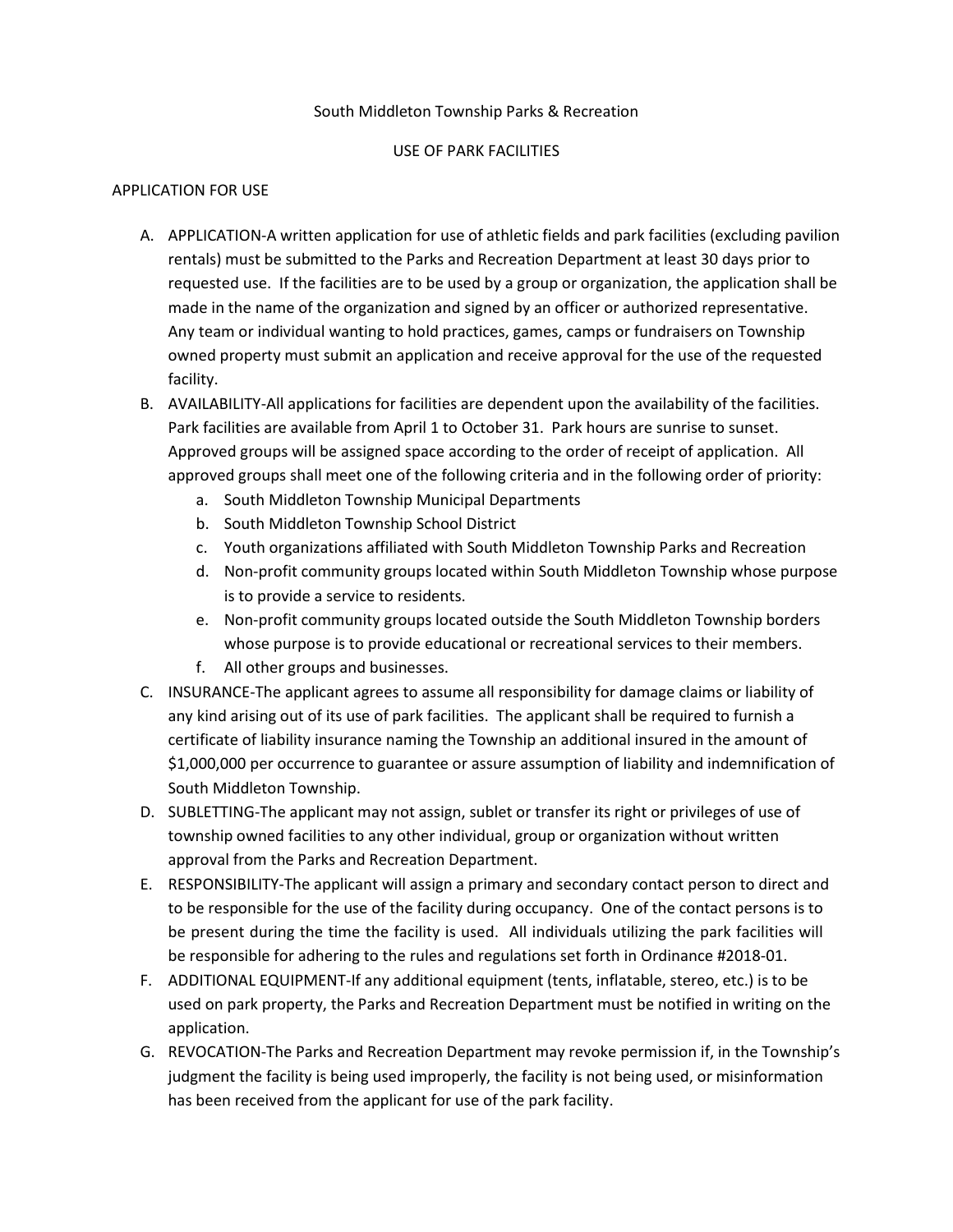South Middleton Township Parks & Recreation

USE OF PARK FACILITIES

APPLICATION FOR USE

A. APPLICATION-A written application for use of athletic fields and park facilities (excluding pavilion rentals) must be submitted to the Parks and Recreation Department at least 30 days prior to requested use. If the facilities are to be used by a group or organization, the application shall be made in the name of the organization and signed by an officer or authorized representative. Any team or individual wanting to hold practices, games, camps or fundraisers on Township owned property must submit an application and receive approval for the use of the requested facility.
B. AVAILABILITY-All applications for facilities are dependent upon the availability of the facilities. Park facilities are available from April 1 to October 31. Park hours are sunrise to sunset. Approved groups will be assigned space according to the order of receipt of application. All approved groups shall meet one of the following criteria and in the following order of priority:
   a. South Middleton Township Municipal Departments
   b. South Middleton Township School District
   c. Youth organizations affiliated with South Middleton Township Parks and Recreation
   d. Non-profit community groups located within South Middleton Township whose purpose is to provide a service to residents.
   e. Non-profit community groups located outside the South Middleton Township borders whose purpose is to provide educational or recreational services to their members.
   f. All other groups and businesses.
C. INSURANCE-The applicant agrees to assume all responsibility for damage claims or liability of any kind arising out of its use of park facilities. The applicant shall be required to furnish a certificate of liability insurance naming the Township an additional insured in the amount of $1,000,000 per occurrence to guarantee or assure assumption of liability and indemnification of South Middleton Township.
D. SUBLETTING-The applicant may not assign, sublet or transfer its right or privileges of use of township owned facilities to any other individual, group or organization without written approval from the Parks and Recreation Department.
E. RESPONSIBILITY-The applicant will assign a primary and secondary contact person to direct and to be responsible for the use of the facility during occupancy. One of the contact persons is to be present during the time the facility is used. All individuals utilizing the park facilities will be responsible for adhering to the rules and regulations set forth in Ordinance #2018-01.
F. ADDITIONAL EQUIPMENT-If any additional equipment (tents, inflatable, stereo, etc.) is to be used on park property, the Parks and Recreation Department must be notified in writing on the application.
G. REVOCATION-The Parks and Recreation Department may revoke permission if, in the Township's judgment the facility is being used improperly, the facility is not being used, or misinformation has been received from the applicant for use of the park facility.